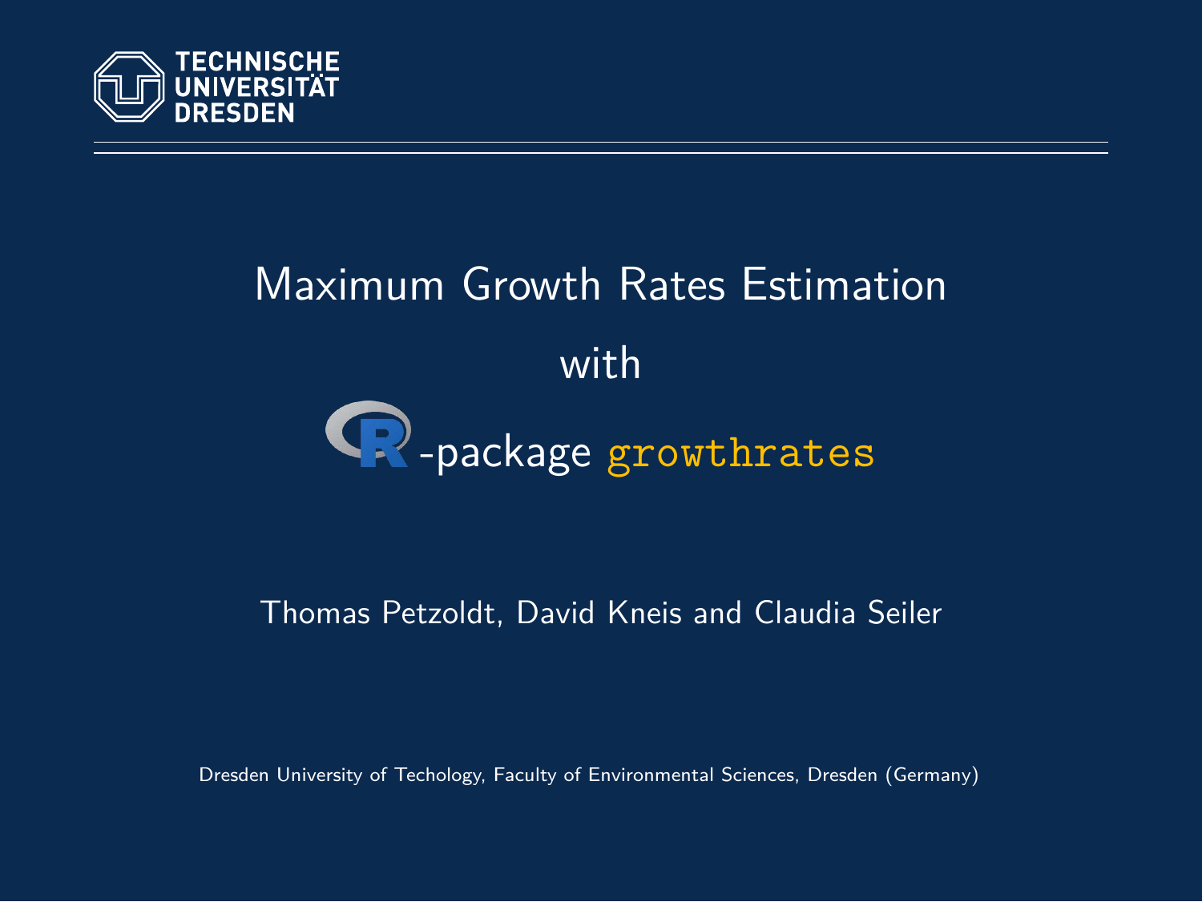TECHNISCHE UNIVERSITÄT DRESDEN

# Maximum Growth Rates Estimation with R-package `growthrates`

Thomas Petzoldt, David Kneis and Claudia Seiler

Dresden University of Techology, Faculty of Environmental Sciences, Dresden (Germany)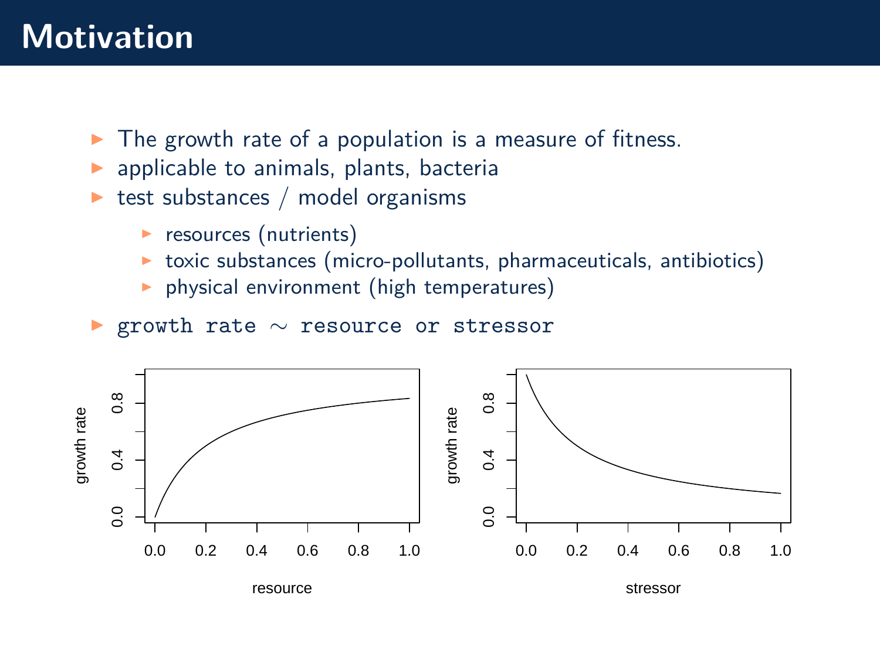# Motivation

- The growth rate of a population is a measure of fitness.
- applicable to animals, plants, bacteria
- test substances / model organisms
  - resources (nutrients)
  - toxic substances (micro-pollutants, pharmaceuticals, antibiotics)
  - physical environment (high temperatures)
- `growth rate` $\sim$ `resource or stressor`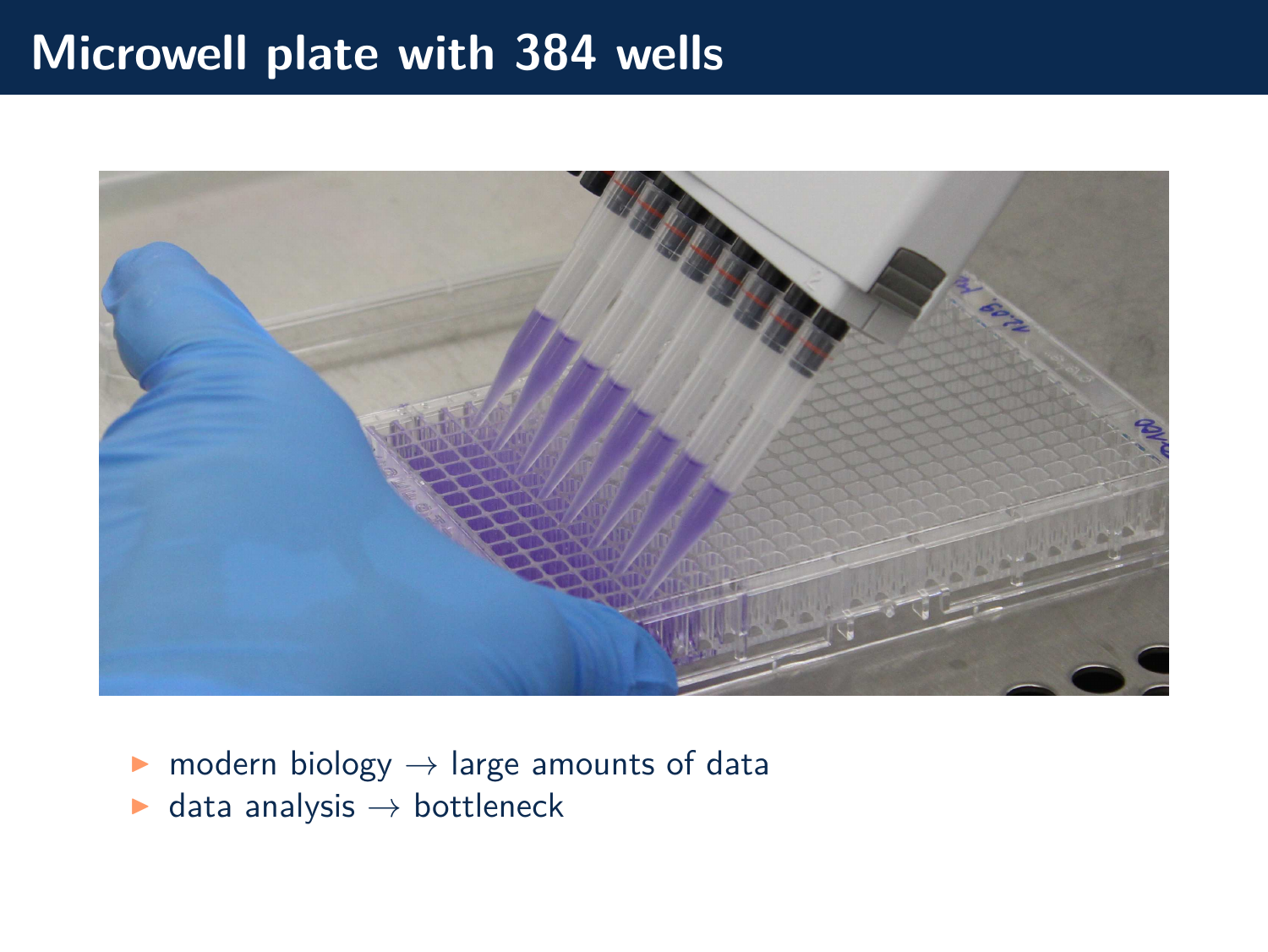# Microwell plate with 384 wells

- modern biology → large amounts of data
- data analysis → bottleneck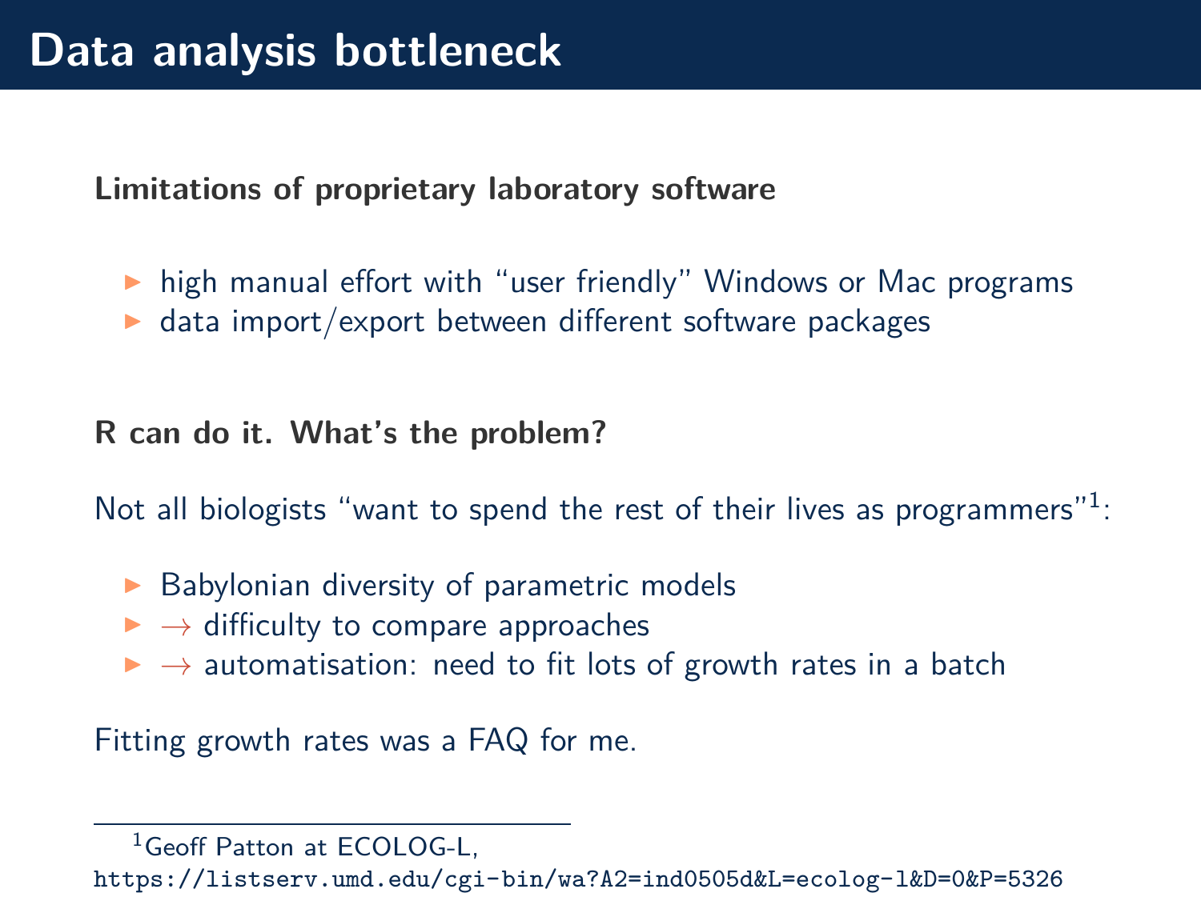# Data analysis bottleneck

**Limitations of proprietary laboratory software**

- high manual effort with “user friendly” Windows or Mac programs
- data import/export between different software packages

**R can do it. What’s the problem?**

Not all biologists “want to spend the rest of their lives as programmers”[1]:

- Babylonian diversity of parametric models
- $\rightarrow$ difficulty to compare approaches
- $\rightarrow$ automatisation: need to fit lots of growth rates in a batch

Fitting growth rates was a FAQ for me.

---

[1] Geoff Patton at ECOLOG-L, `https://listserv.umd.edu/cgi-bin/wa?A2=ind0505d&L=ecolog-l&D=0&P=5326`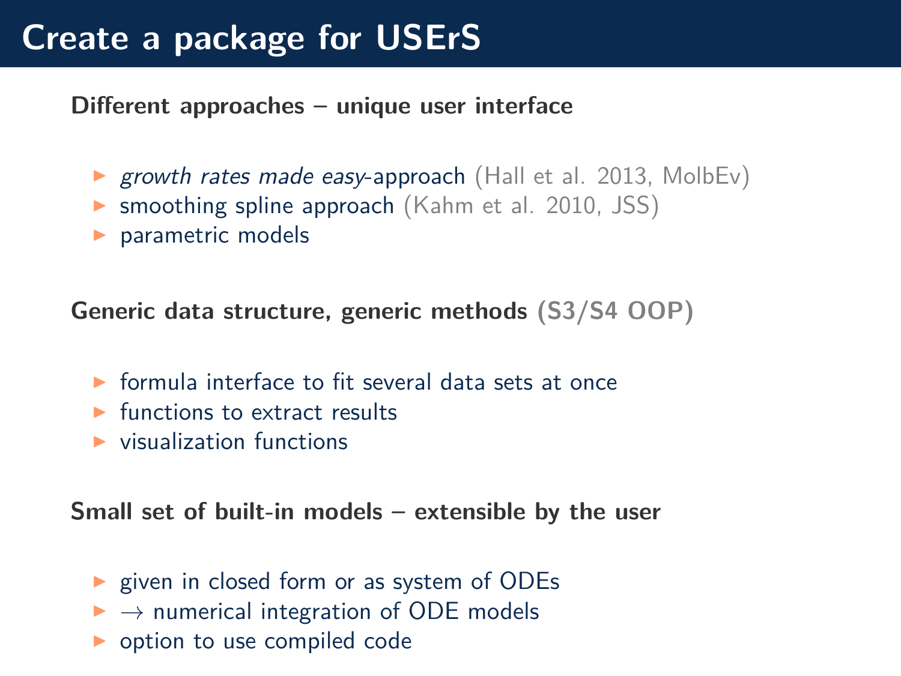# Create a package for USErS

**Different approaches – unique user interface**

- *growth rates made easy*-approach (Hall et al. 2013, MolbEv)
- smoothing spline approach (Kahm et al. 2010, JSS)
- parametric models

**Generic data structure, generic methods (S3/S4 OOP)**

- formula interface to fit several data sets at once
- functions to extract results
- visualization functions

**Small set of built-in models – extensible by the user**

- given in closed form or as system of ODEs
- $\rightarrow$ numerical integration of ODE models
- option to use compiled code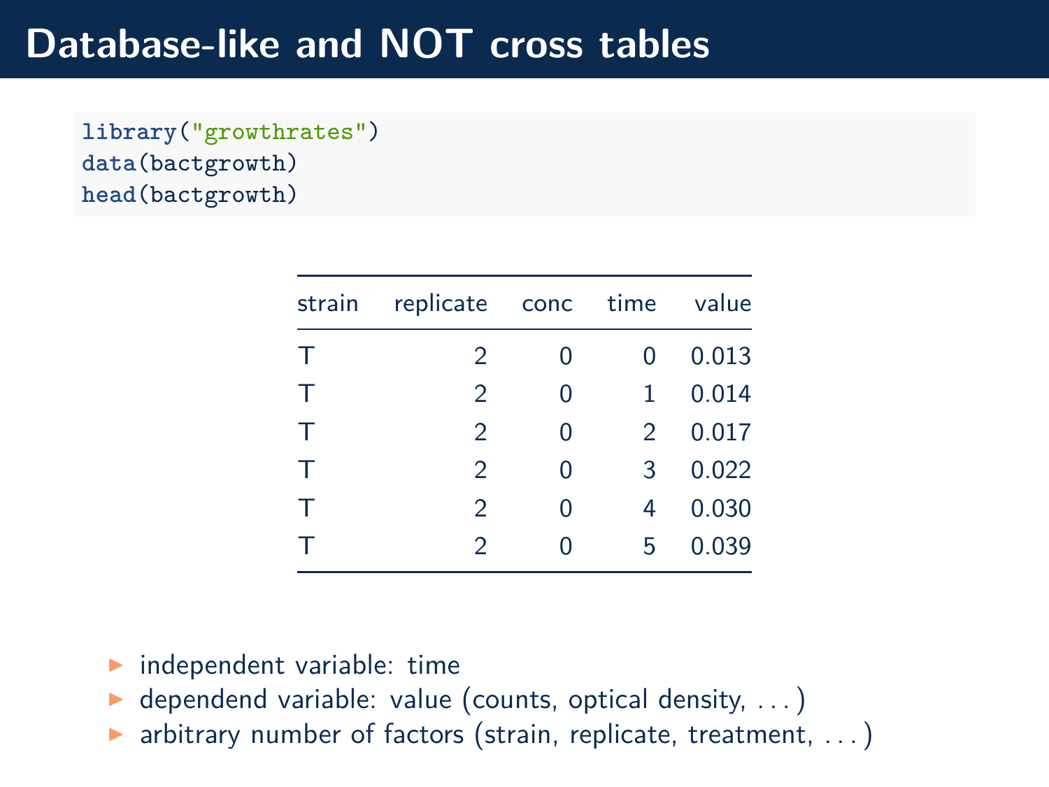# Database-like and NOT cross tables

```r
library("growthrates")
data(bactgrowth)
head(bactgrowth)
```

| strain | replicate | conc | time | value |
|---|---:|---:|---:|---:|
| T | 2 | 0 | 0 | 0.013 |
| T | 2 | 0 | 1 | 0.014 |
| T | 2 | 0 | 2 | 0.017 |
| T | 2 | 0 | 3 | 0.022 |
| T | 2 | 0 | 4 | 0.030 |
| T | 2 | 0 | 5 | 0.039 |

- independent variable: time
- dependend variable: value (counts, optical density, . . . )
- arbitrary number of factors (strain, replicate, treatment, . . . )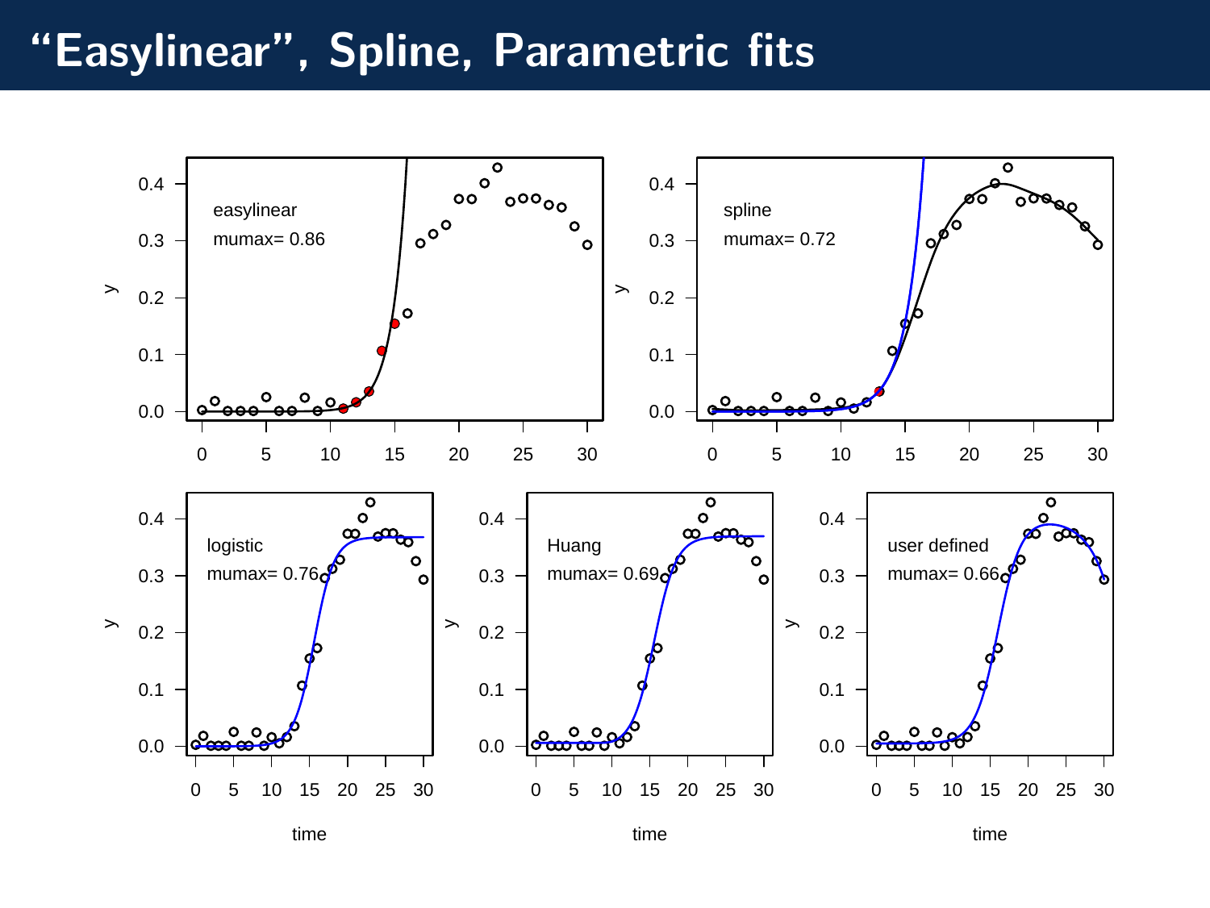# "Easylinear", Spline, Parametric fits

easylinear
mumax= 0.86

spline
mumax= 0.72

logistic
mumax= 0.76

Huang
mumax= 0.69

user defined
mumax= 0.66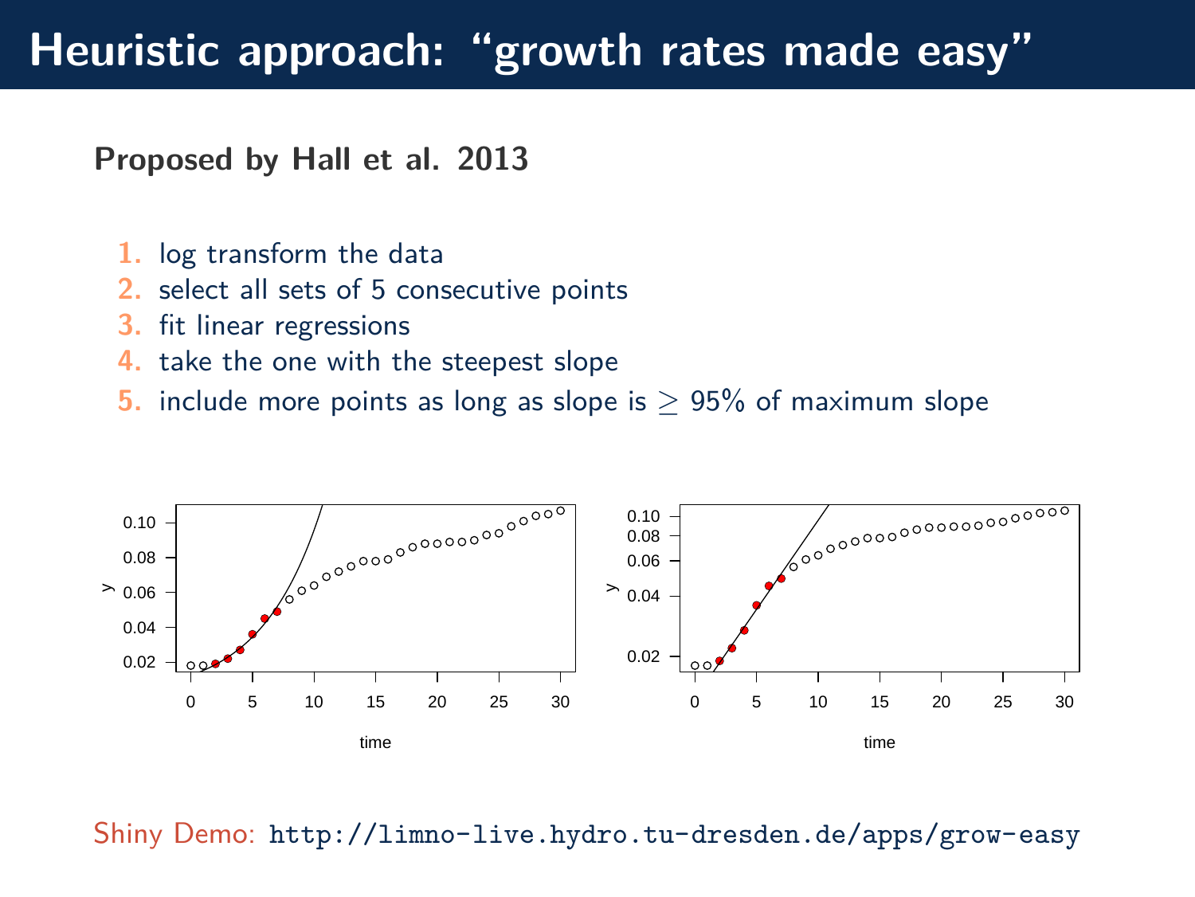# Heuristic approach: “growth rates made easy”

**Proposed by Hall et al. 2013**

1. log transform the data
2. select all sets of 5 consecutive points
3. fit linear regressions
4. take the one with the steepest slope
5. include more points as long as slope is $\geq$ 95% of maximum slope

Shiny Demo: `http://limno-live.hydro.tu-dresden.de/apps/grow-easy`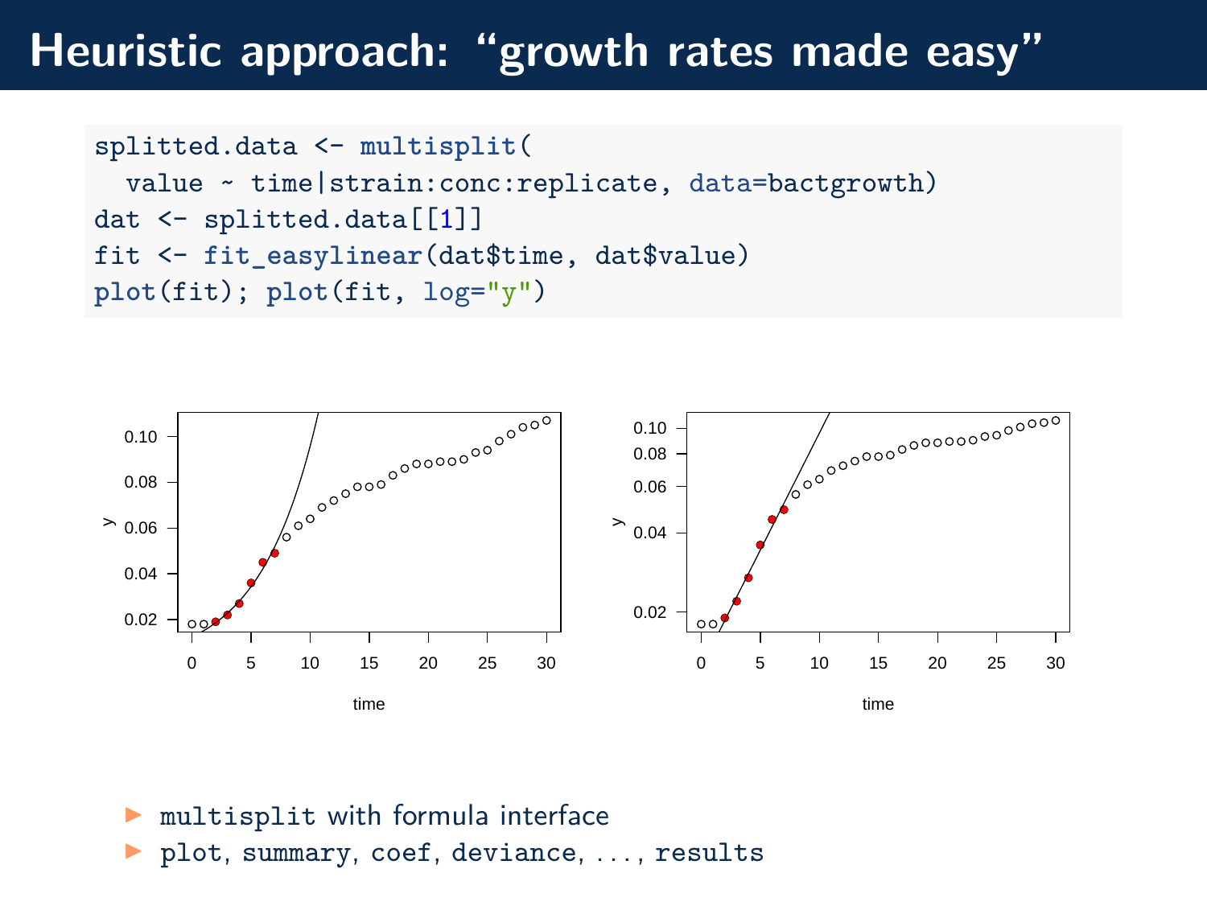# Heuristic approach: "growth rates made easy"

```
splitted.data <- multisplit(
  value ~ time|strain:conc:replicate, data=bactgrowth)
dat <- splitted.data[[1]]
fit <- fit_easylinear(dat$time, dat$value)
plot(fit); plot(fit, log="y")
```

- `multisplit` with formula interface
- `plot`, `summary`, `coef`, `deviance`, ..., `results`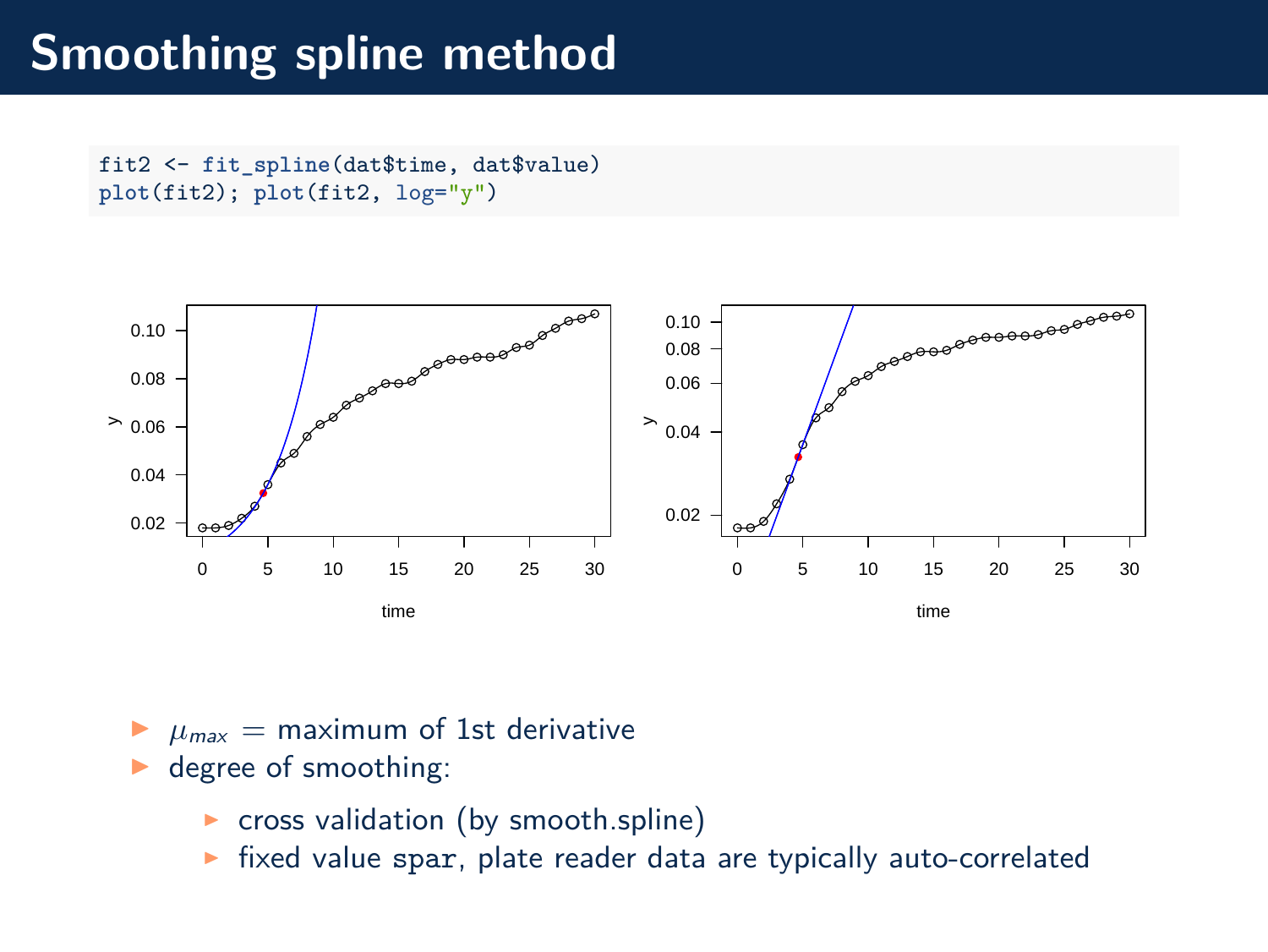# Smoothing spline method

```
fit2 <- fit_spline(dat$time, dat$value)
plot(fit2); plot(fit2, log="y")
```

- $\mu_{max}$ = maximum of 1st derivative
- degree of smoothing:
  - cross validation (by smooth.spline)
  - fixed value `spar`, plate reader data are typically auto-correlated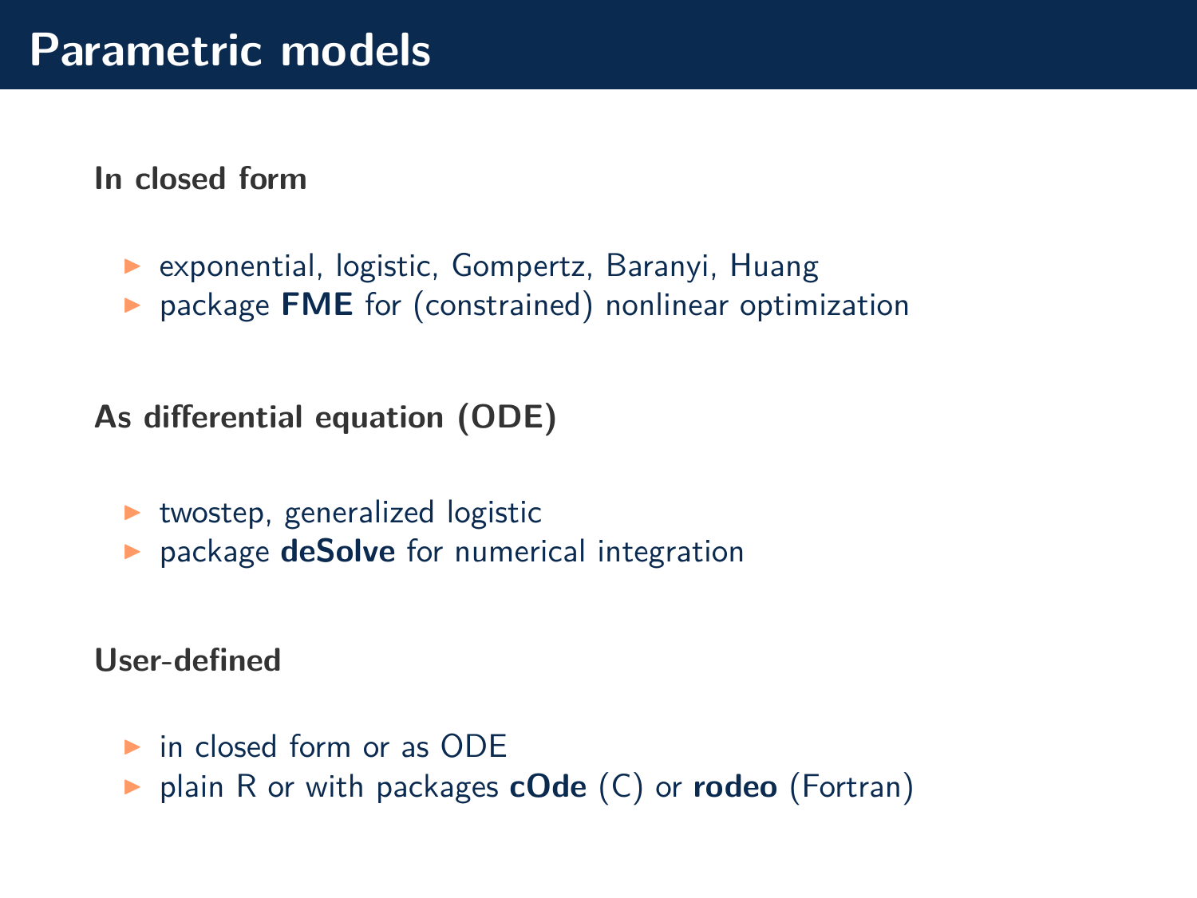# Parametric models

**In closed form**

- exponential, logistic, Gompertz, Baranyi, Huang
- package **FME** for (constrained) nonlinear optimization

**As differential equation (ODE)**

- twostep, generalized logistic
- package **deSolve** for numerical integration

**User-defined**

- in closed form or as ODE
- plain R or with packages **cOde** (C) or **rodeo** (Fortran)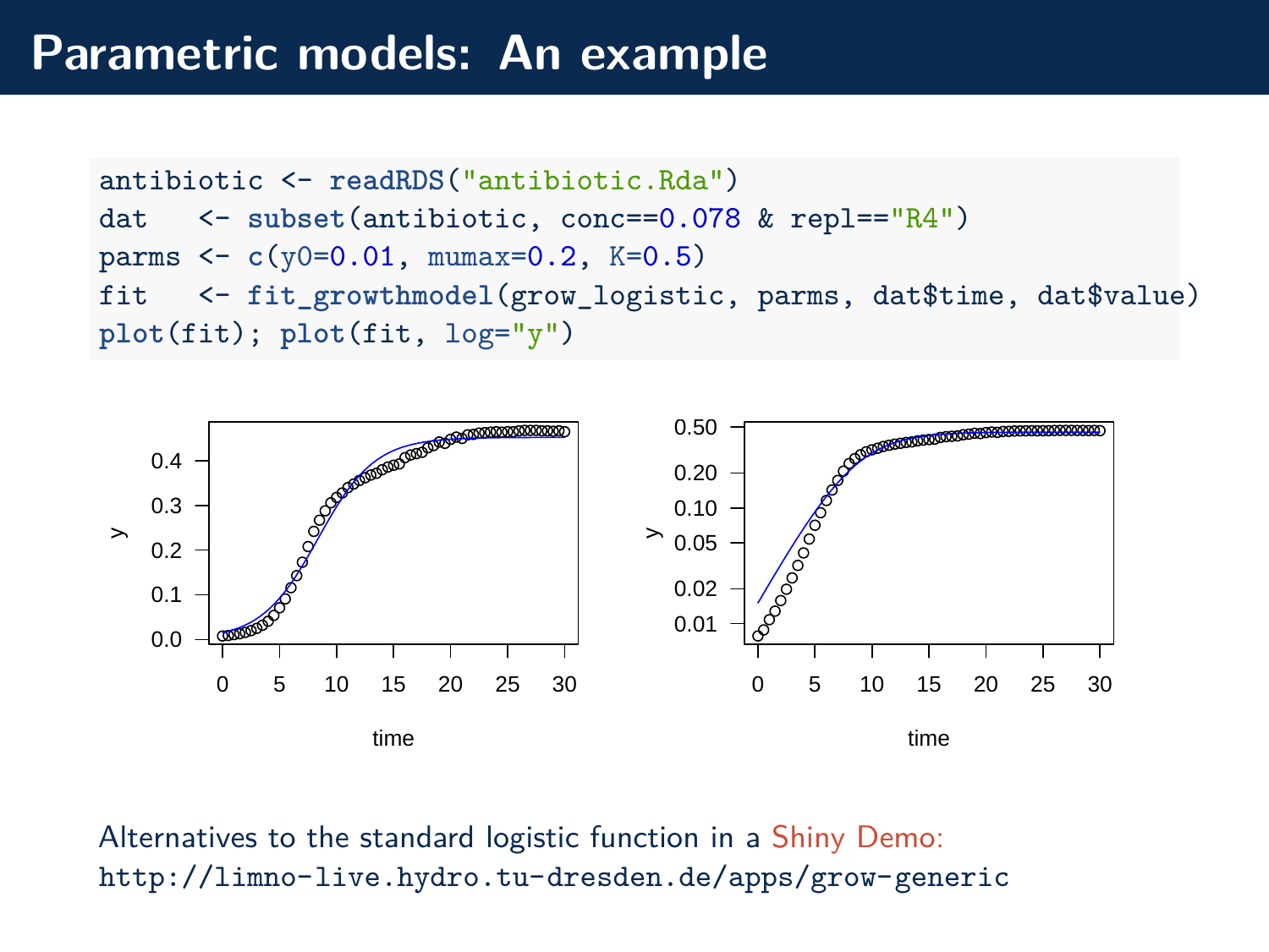# Parametric models: An example

```
antibiotic <- readRDS("antibiotic.Rda")
dat   <- subset(antibiotic, conc==0.078 & repl=="R4")
parms <- c(y0=0.01, mumax=0.2, K=0.5)
fit   <- fit_growthmodel(grow_logistic, parms, dat$time, dat$value)
plot(fit); plot(fit, log="y")
```

Alternatives to the standard logistic function in a Shiny Demo:
`http://limno-live.hydro.tu-dresden.de/apps/grow-generic`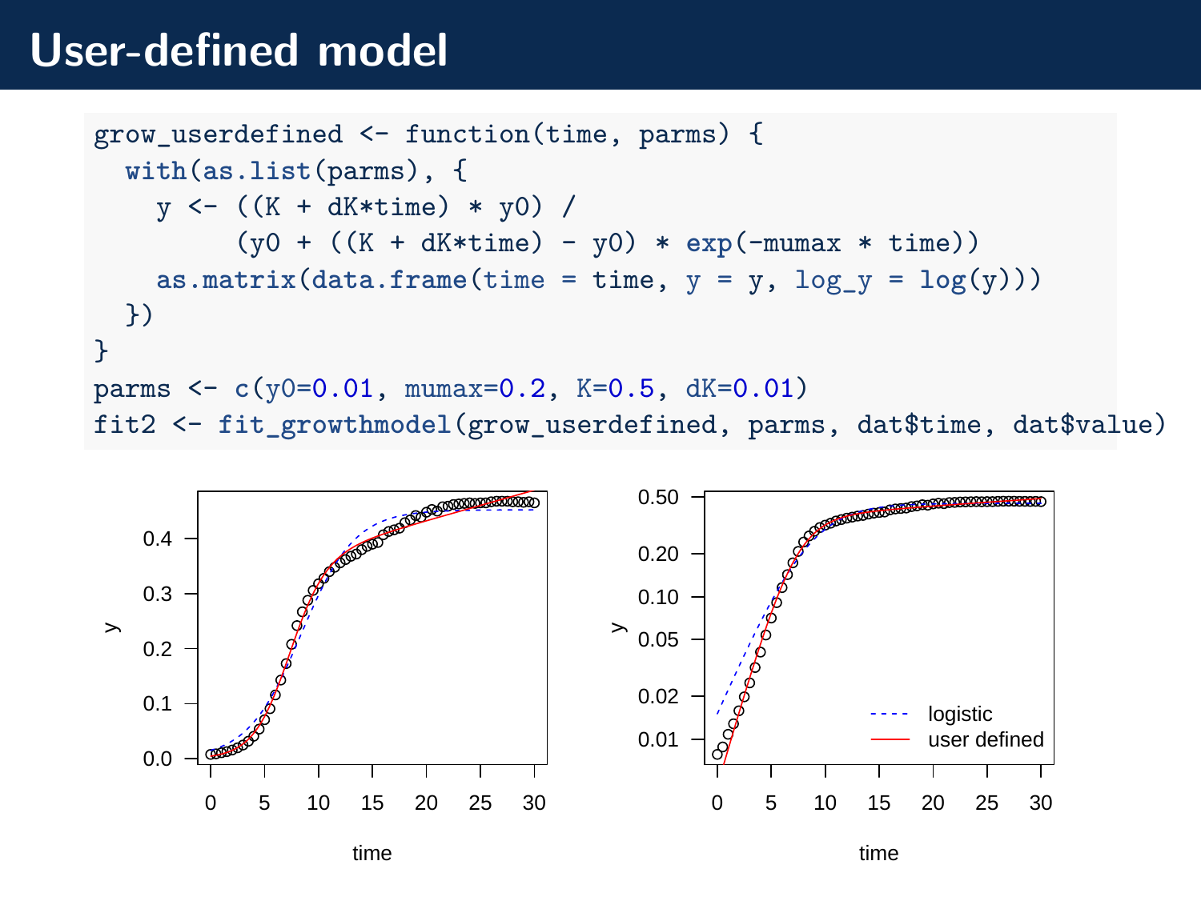# User-defined model

```
grow_userdefined <- function(time, parms) {
  with(as.list(parms), {
    y <- ((K + dK*time) * y0) /
         (y0 + ((K + dK*time) - y0) * exp(-mumax * time))
    as.matrix(data.frame(time = time, y = y, log_y = log(y)))
  })
}
parms <- c(y0=0.01, mumax=0.2, K=0.5, dK=0.01)
fit2 <- fit_growthmodel(grow_userdefined, parms, dat$time, dat$value)
```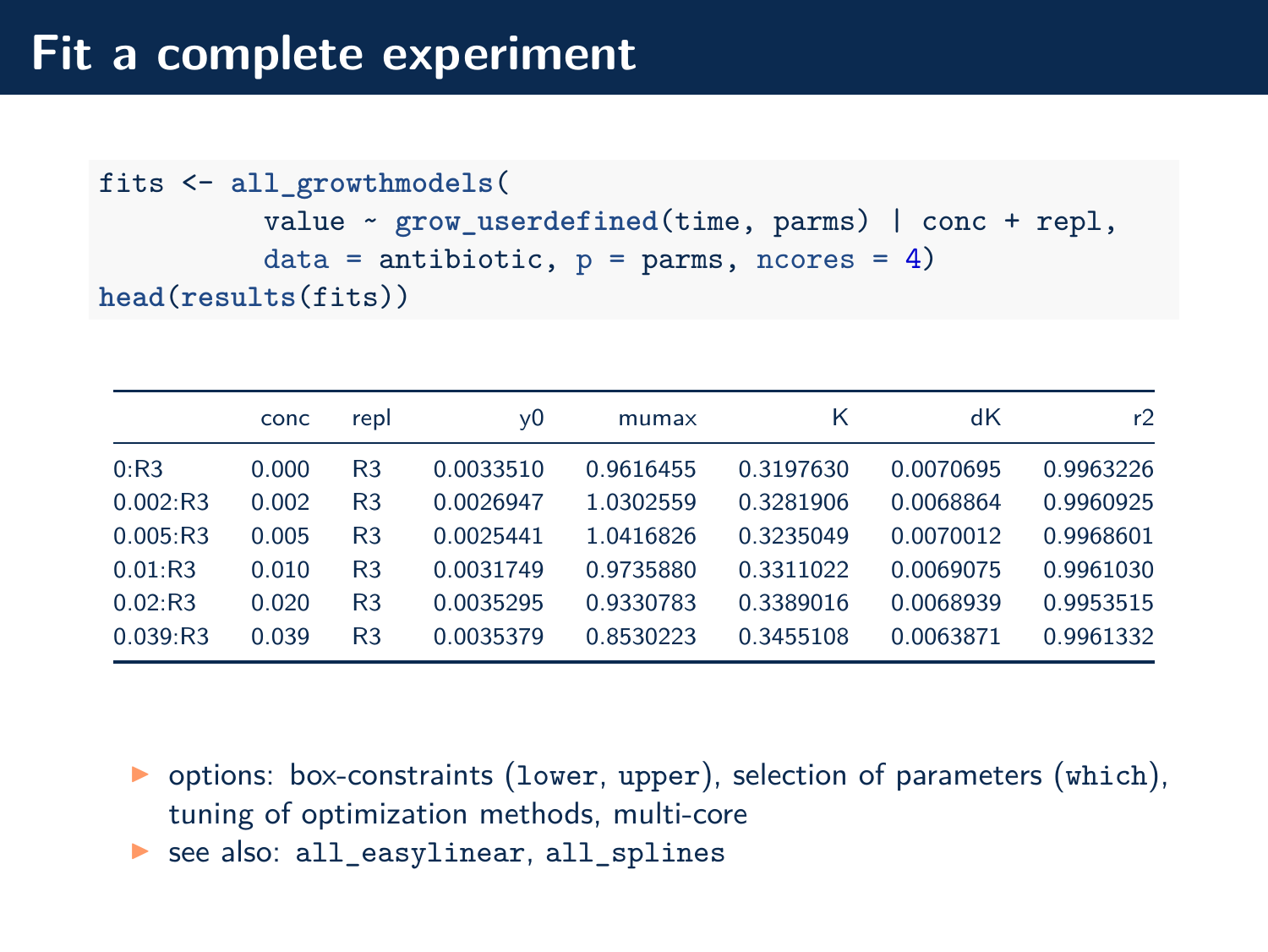# Fit a complete experiment

```
fits <- all_growthmodels(
          value ~ grow_userdefined(time, parms) | conc + repl,
          data = antibiotic, p = parms, ncores = 4)
head(results(fits))
```

| | conc | repl | y0 | mumax | K | dK | r2 |
|---|---|---|---|---|---|---|---|
| 0:R3 | 0.000 | R3 | 0.0033510 | 0.9616455 | 0.3197630 | 0.0070695 | 0.9963226 |
| 0.002:R3 | 0.002 | R3 | 0.0026947 | 1.0302559 | 0.3281906 | 0.0068864 | 0.9960925 |
| 0.005:R3 | 0.005 | R3 | 0.0025441 | 1.0416826 | 0.3235049 | 0.0070012 | 0.9968601 |
| 0.01:R3 | 0.010 | R3 | 0.0031749 | 0.9735880 | 0.3311022 | 0.0069075 | 0.9961030 |
| 0.02:R3 | 0.020 | R3 | 0.0035295 | 0.9330783 | 0.3389016 | 0.0068939 | 0.9953515 |
| 0.039:R3 | 0.039 | R3 | 0.0035379 | 0.8530223 | 0.3455108 | 0.0063871 | 0.9961332 |

- options: box-constraints (`lower`, `upper`), selection of parameters (`which`), tuning of optimization methods, multi-core
- see also: `all_easylinear`, `all_splines`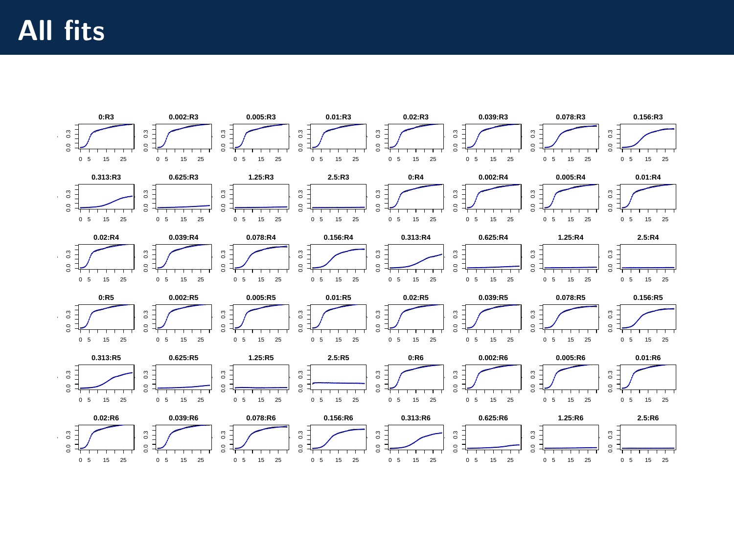# All fits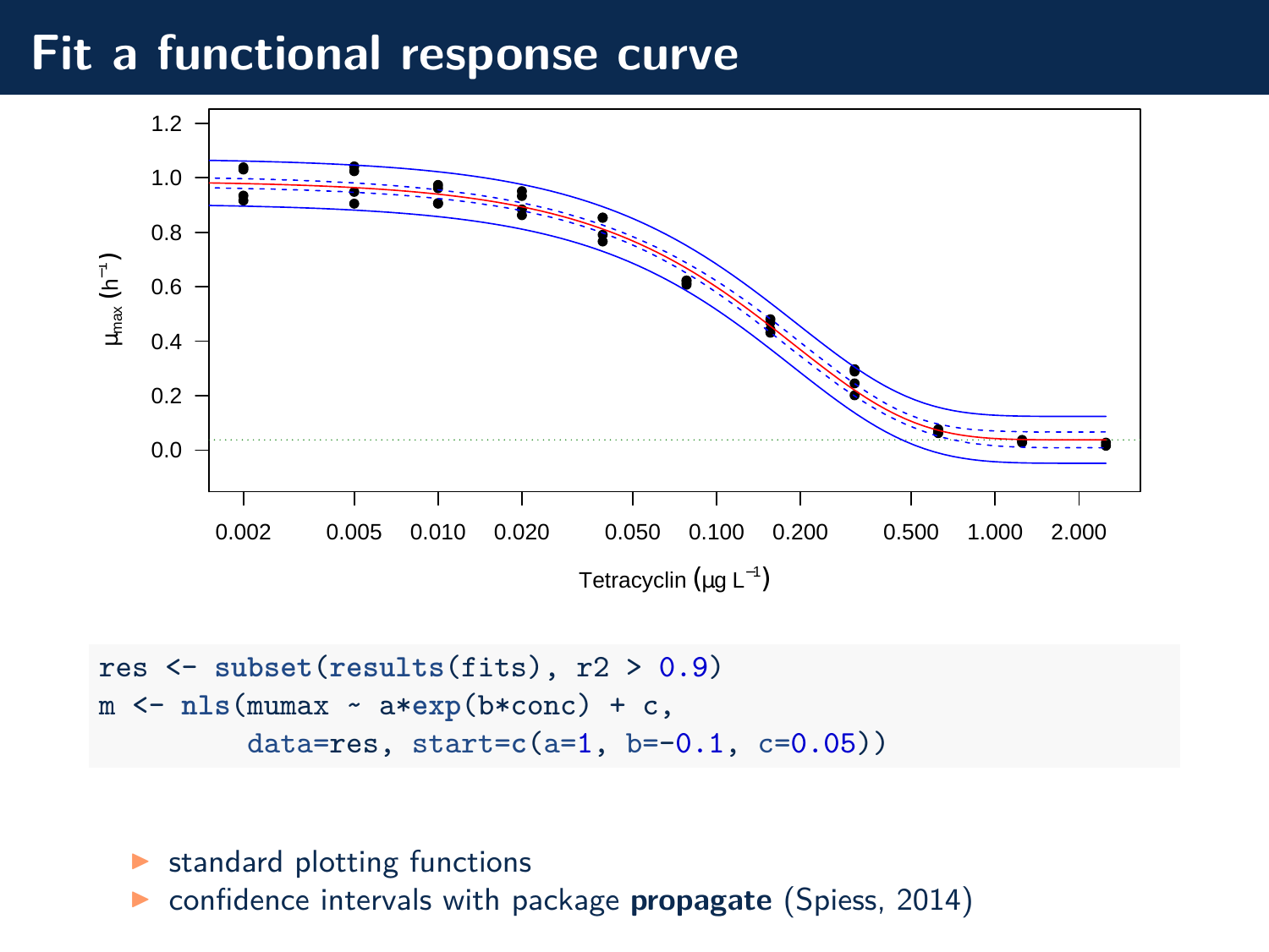# Fit a functional response curve

```
res <- subset(results(fits), r2 > 0.9)
m <- nls(mumax ~ a*exp(b*conc) + c,
         data=res, start=c(a=1, b=-0.1, c=0.05))
```

- standard plotting functions
- confidence intervals with package **propagate** (Spiess, 2014)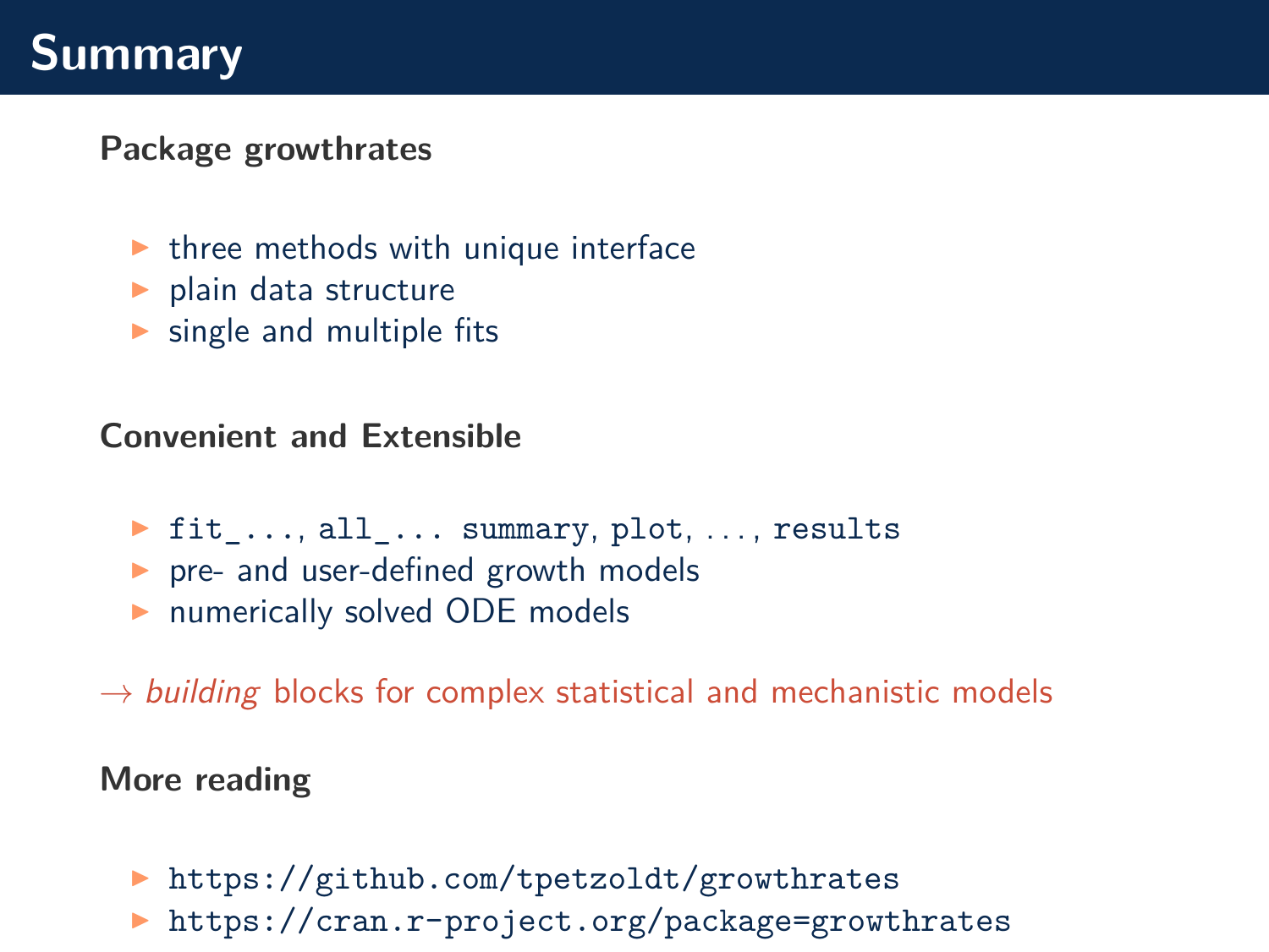# Summary

### Package growthrates

- three methods with unique interface
- plain data structure
- single and multiple fits

### Convenient and Extensible

- `fit_...`, `all_...` `summary`, `plot`, ..., `results`
- pre- and user-defined growth models
- numerically solved ODE models

→ *building* blocks for complex statistical and mechanistic models

### More reading

- `https://github.com/tpetzoldt/growthrates`
- `https://cran.r-project.org/package=growthrates`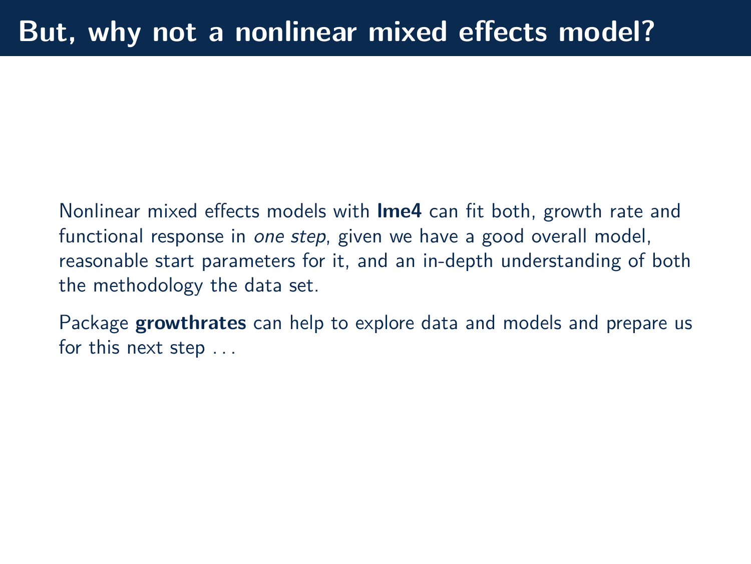# But, why not a nonlinear mixed effects model?

Nonlinear mixed effects models with **lme4** can fit both, growth rate and functional response in *one step*, given we have a good overall model, reasonable start parameters for it, and an in-depth understanding of both the methodology the data set.

Package **growthrates** can help to explore data and models and prepare us for this next step . . .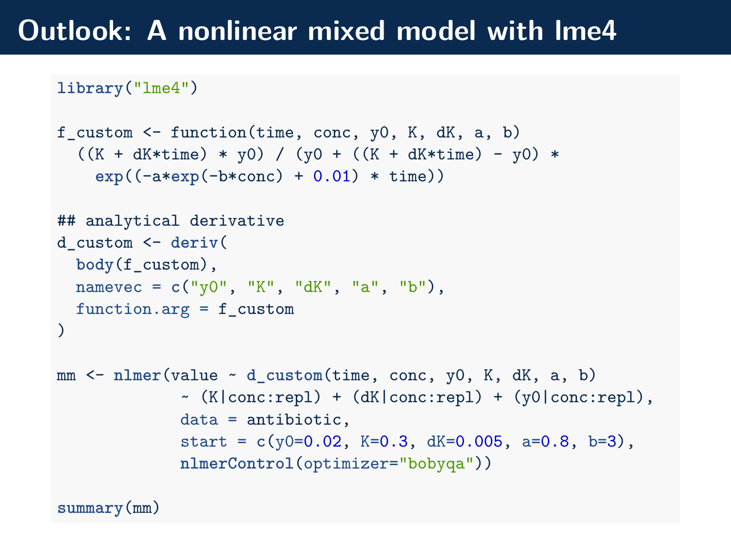# Outlook: A nonlinear mixed model with lme4

```
library("lme4")

f_custom <- function(time, conc, y0, K, dK, a, b)
  ((K + dK*time) * y0) / (y0 + ((K + dK*time) - y0) *
    exp((-a*exp(-b*conc) + 0.01) * time))

## analytical derivative
d_custom <- deriv(
  body(f_custom),
  namevec = c("y0", "K", "dK", "a", "b"),
  function.arg = f_custom
)

mm <- nlmer(value ~ d_custom(time, conc, y0, K, dK, a, b)
            ~ (K|conc:repl) + (dK|conc:repl) + (y0|conc:repl),
            data = antibiotic,
            start = c(y0=0.02, K=0.3, dK=0.005, a=0.8, b=3),
            nlmerControl(optimizer="bobyqa"))

summary(mm)
```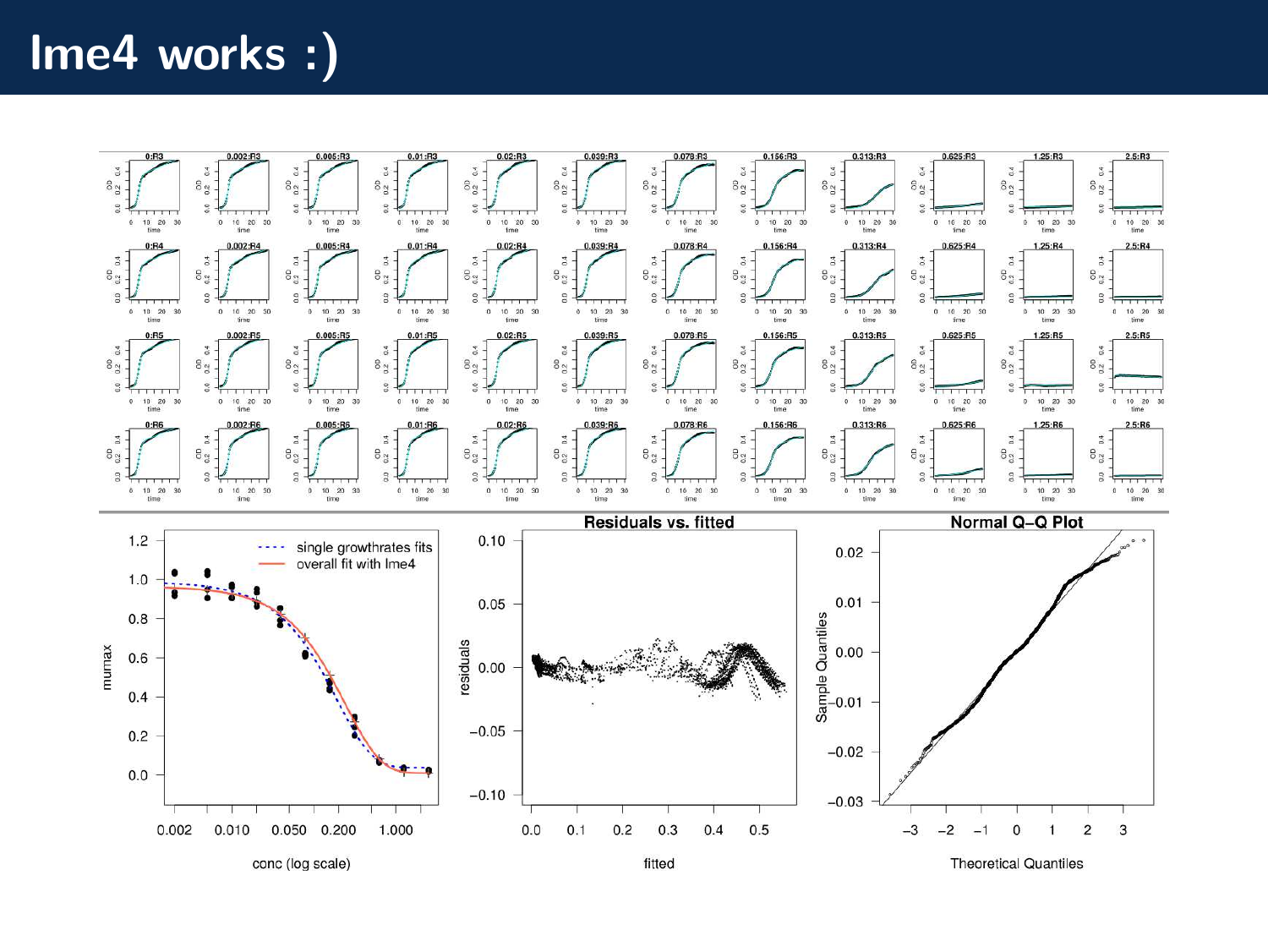# lme4 works :)

0:R3
0.002:R3
0.005:R3
0.01:R3
0.02:R3
0.039:R3
0.078:R3
0.156:R3
0.313:R3
0.625:R3
1.25:R3
2.5:R3

0:R4
0.002:R4
0.005:R4
0.01:R4
0.02:R4
0.039:R4
0.078:R4
0.156:R4
0.313:R4
0.625:R4
1.25:R4
2.5:R4

0:R5
0.002:R5
0.005:R5
0.01:R5
0.02:R5
0.039:R5
0.078:R5
0.156:R5
0.313:R5
0.625:R5
1.25:R5
2.5:R5

0:R6
0.002:R6
0.005:R6
0.01:R6
0.02:R6
0.039:R6
0.078:R6
0.156:R6
0.313:R6
0.625:R6
1.25:R6
2.5:R6

OD
0.0
0.2
0.4
time
0 10 20 30

single growthrates fits
overall fit with lme4

mumax
1.2
1.0
0.8
0.6
0.4
0.2
0.0

conc (log scale)
0.002 0.010 0.050 0.200 1.000

Residuals vs. fitted

residuals
0.10
0.05
0.00
−0.05
−0.10

fitted
0.0 0.1 0.2 0.3 0.4 0.5

Normal Q−Q Plot

Sample Quantiles
0.02
0.01
0.00
−0.01
−0.02
−0.03

Theoretical Quantiles
−3 −2 −1 0 1 2 3